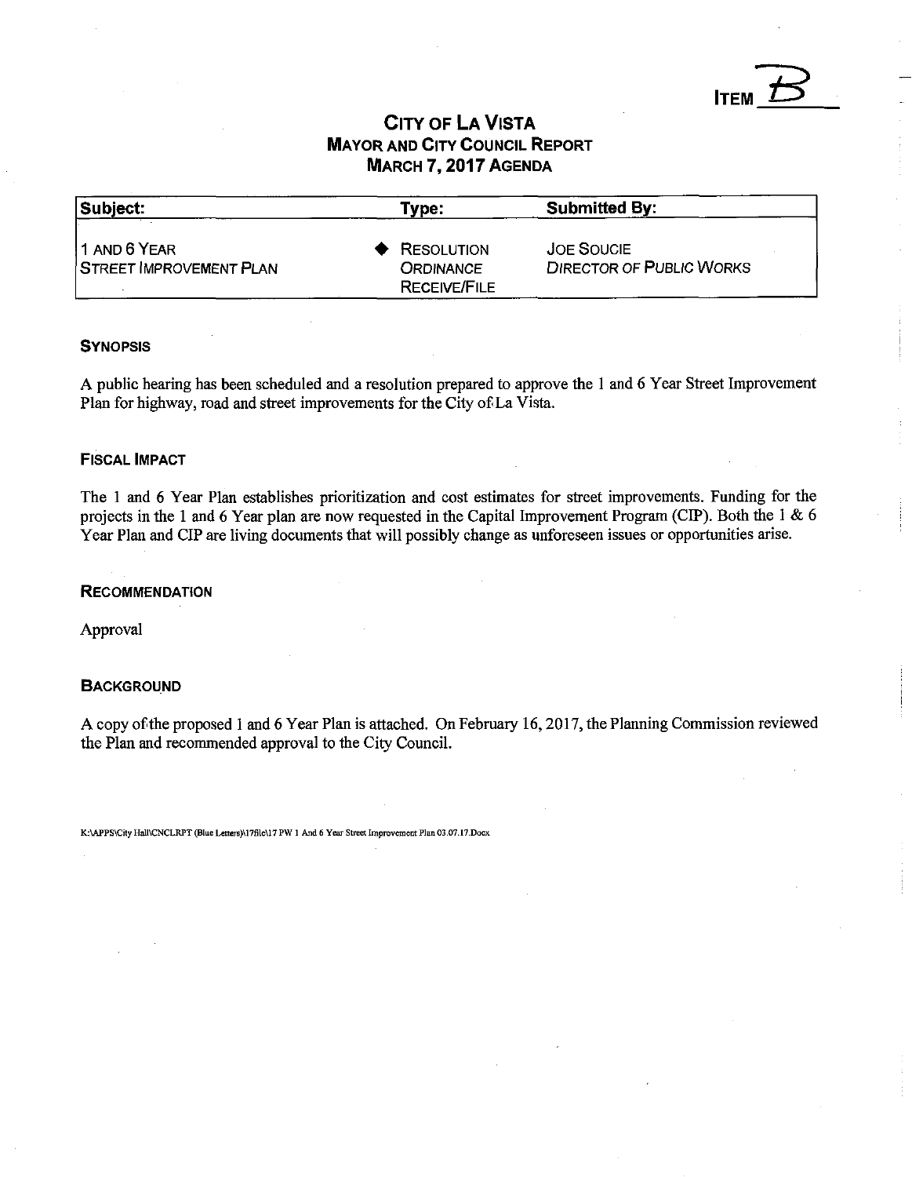ITEM B

# CITY OF LA VISTA
## MAYOR AND CITY COUNCIL REPORT
## MARCH 7, 2017 AGENDA

| Subject: | Type: | Submitted By: |
|---|---|---|
| 1 AND 6 YEAR STREET IMPROVEMENT PLAN | ◆ RESOLUTION<br>ORDINANCE<br>RECEIVE/FILE | JOE SOUCIE<br>DIRECTOR OF PUBLIC WORKS |

### SYNOPSIS

A public hearing has been scheduled and a resolution prepared to approve the 1 and 6 Year Street Improvement Plan for highway, road and street improvements for the City of La Vista.

### FISCAL IMPACT

The 1 and 6 Year Plan establishes prioritization and cost estimates for street improvements. Funding for the projects in the 1 and 6 Year plan are now requested in the Capital Improvement Program (CIP). Both the 1 & 6 Year Plan and CIP are living documents that will possibly change as unforeseen issues or opportunities arise.

### RECOMMENDATION

Approval

### BACKGROUND

A copy of the proposed 1 and 6 Year Plan is attached. On February 16, 2017, the Planning Commission reviewed the Plan and recommended approval to the City Council.

K:\APPS\City Hall\CNCLRPT (Blue Letters)\17file\17 PW 1 And 6 Year Street Improvement Plan 03.07.17.Docx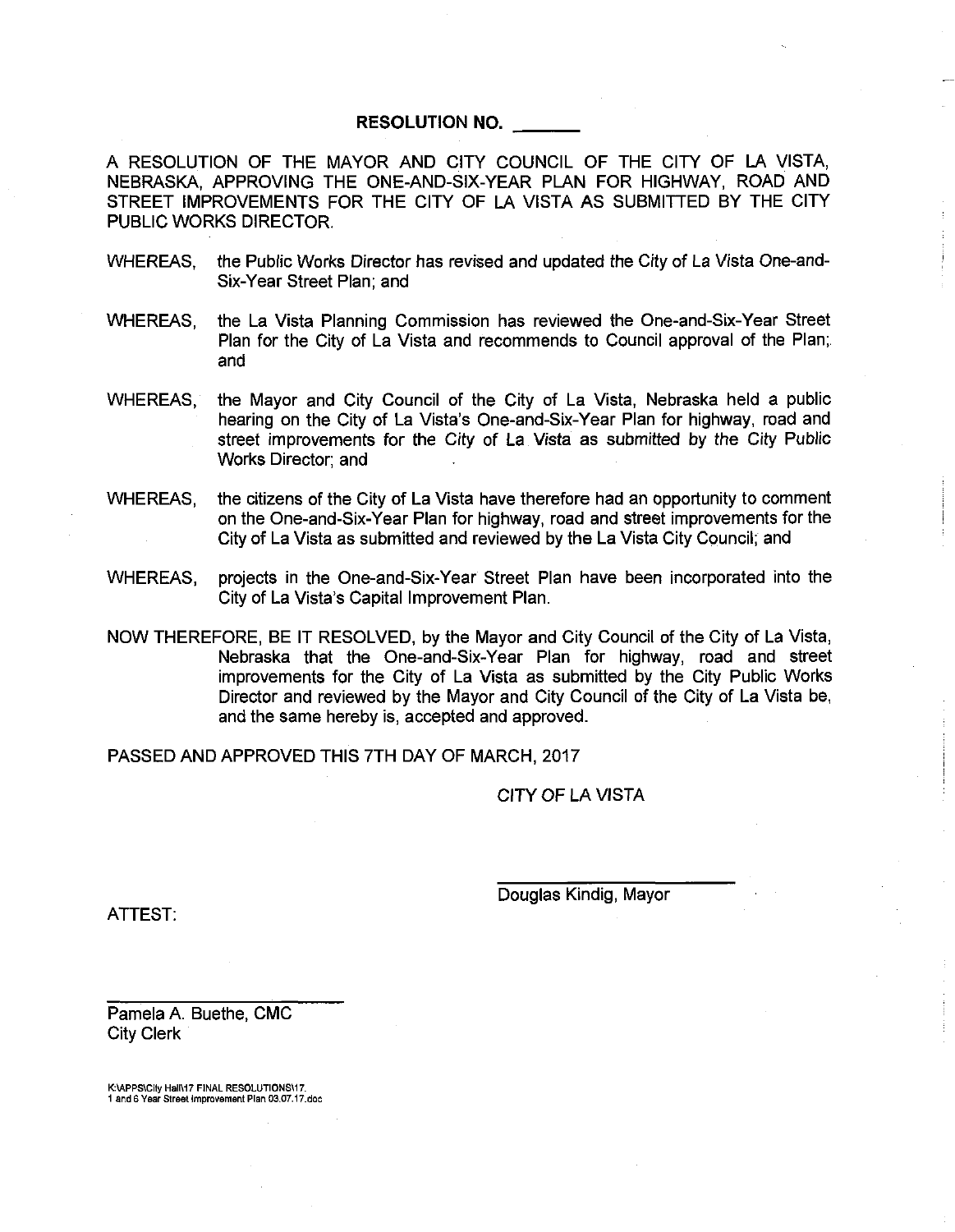**RESOLUTION NO. \_\_\_\_\_\_**

A RESOLUTION OF THE MAYOR AND CITY COUNCIL OF THE CITY OF LA VISTA, NEBRASKA, APPROVING THE ONE-AND-SIX-YEAR PLAN FOR HIGHWAY, ROAD AND STREET IMPROVEMENTS FOR THE CITY OF LA VISTA AS SUBMITTED BY THE CITY PUBLIC WORKS DIRECTOR.

WHEREAS, the Public Works Director has revised and updated the City of La Vista One-and-Six-Year Street Plan; and

WHEREAS, the La Vista Planning Commission has reviewed the One-and-Six-Year Street Plan for the City of La Vista and recommends to Council approval of the Plan; and

WHEREAS, the Mayor and City Council of the City of La Vista, Nebraska held a public hearing on the City of La Vista's One-and-Six-Year Plan for highway, road and street improvements for the City of La Vista as submitted by the City Public Works Director; and

WHEREAS, the citizens of the City of La Vista have therefore had an opportunity to comment on the One-and-Six-Year Plan for highway, road and street improvements for the City of La Vista as submitted and reviewed by the La Vista City Council; and

WHEREAS, projects in the One-and-Six-Year Street Plan have been incorporated into the City of La Vista's Capital Improvement Plan.

NOW THEREFORE, BE IT RESOLVED, by the Mayor and City Council of the City of La Vista, Nebraska that the One-and-Six-Year Plan for highway, road and street improvements for the City of La Vista as submitted by the City Public Works Director and reviewed by the Mayor and City Council of the City of La Vista be, and the same hereby is, accepted and approved.

PASSED AND APPROVED THIS 7TH DAY OF MARCH, 2017

CITY OF LA VISTA

\_\_\_\_\_\_\_\_\_\_\_\_\_\_\_\_\_\_\_\_\_\_\_\_

Douglas Kindig, Mayor

ATTEST:

\_\_\_\_\_\_\_\_\_\_\_\_\_\_\_\_\_\_\_\_\_\_\_\_

Pamela A. Buethe, CMC
City Clerk

K:\APPS\City Hall\17 FINAL RESOLUTIONS\17. 1 and 6 Year Street Improvement Plan 03.07.17.doc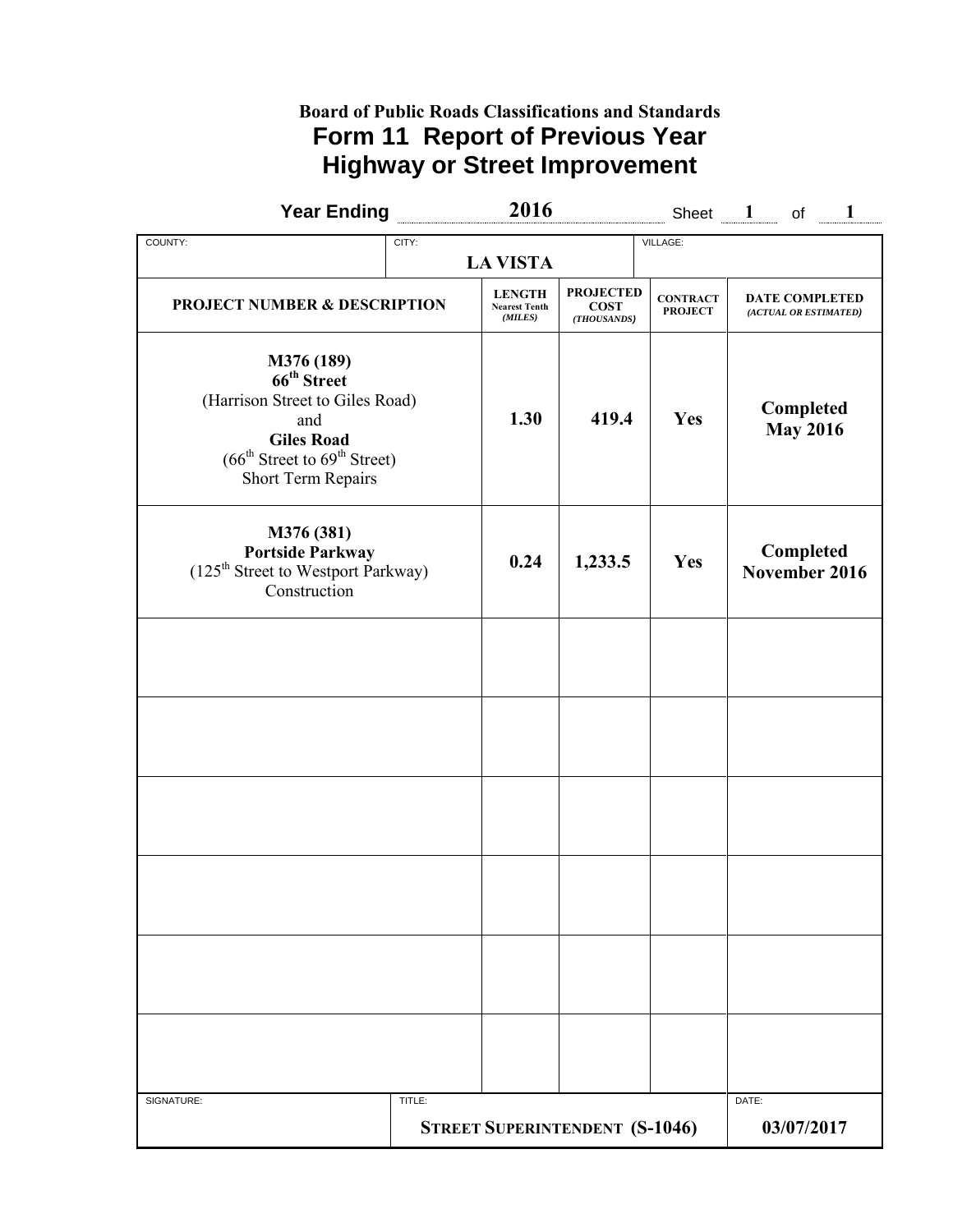**Board of Public Roads Classifications and Standards**

# Form 11 Report of Previous Year Highway or Street Improvement

**Year Ending** 2016 Sheet 1 of 1

| COUNTY: | CITY: LA VISTA | VILLAGE: |
|---|---|---|

| PROJECT NUMBER & DESCRIPTION | LENGTH Nearest Tenth (MILES) | PROJECTED COST (THOUSANDS) | CONTRACT PROJECT | DATE COMPLETED (ACTUAL OR ESTIMATED) |
|---|---|---|---|---|
| **M376 (189)** **66th Street** (Harrison Street to Giles Road) and **Giles Road** (66th Street to 69th Street) Short Term Repairs | 1.30 | 419.4 | Yes | Completed May 2016 |
| **M376 (381)** **Portside Parkway** (125th Street to Westport Parkway) Construction | 0.24 | 1,233.5 | Yes | Completed November 2016 |
| | | | | |
| | | | | |
| | | | | |
| | | | | |
| | | | | |
| | | | | |

| SIGNATURE: | TITLE: STREET SUPERINTENDENT (S-1046) | DATE: 03/07/2017 |
|---|---|---|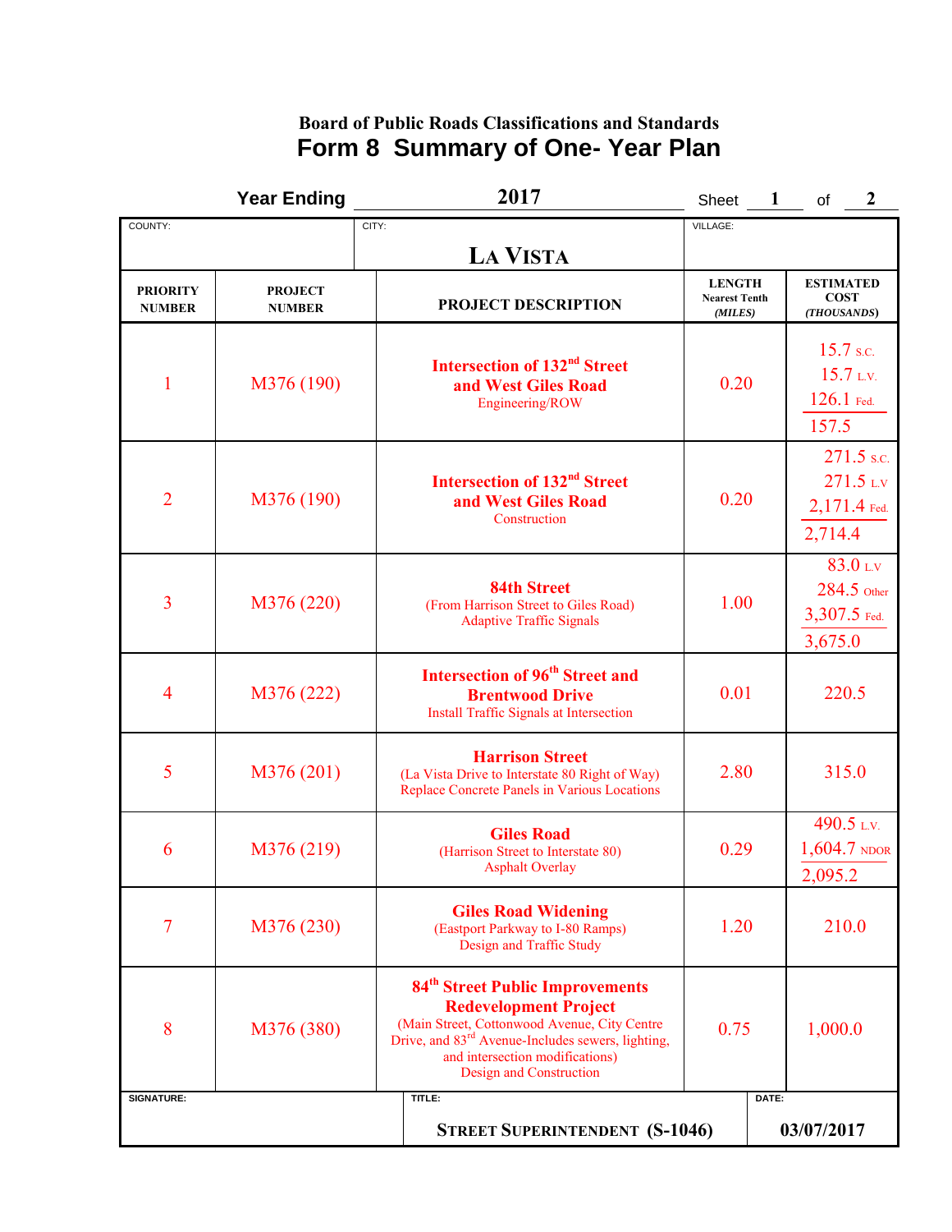**Board of Public Roads Classifications and Standards**

# Form 8 Summary of One- Year Plan

**Year Ending** 2017 Sheet 1 of 2

| COUNTY: | CITY: LA VISTA | VILLAGE: | |
|---|---|---|---|

| PRIORITY NUMBER | PROJECT NUMBER | PROJECT DESCRIPTION | LENGTH Nearest Tenth *(MILES)* | ESTIMATED COST *(THOUSANDS)* |
|---|---|---|---|---|
| 1 | M376 (190) | **Intersection of 132nd Street and West Giles Road** Engineering/ROW | 0.20 | 15.7 S.C. 15.7 L.V. 126.1 Fed. 157.5 |
| 2 | M376 (190) | **Intersection of 132nd Street and West Giles Road** Construction | 0.20 | 271.5 S.C. 271.5 L.V 2,171.4 Fed. 2,714.4 |
| 3 | M376 (220) | **84th Street** (From Harrison Street to Giles Road) Adaptive Traffic Signals | 1.00 | 83.0 L.V 284.5 Other 3,307.5 Fed. 3,675.0 |
| 4 | M376 (222) | **Intersection of 96th Street and Brentwood Drive** Install Traffic Signals at Intersection | 0.01 | 220.5 |
| 5 | M376 (201) | **Harrison Street** (La Vista Drive to Interstate 80 Right of Way) Replace Concrete Panels in Various Locations | 2.80 | 315.0 |
| 6 | M376 (219) | **Giles Road** (Harrison Street to Interstate 80) Asphalt Overlay | 0.29 | 490.5 L.V. 1,604.7 NDOR 2,095.2 |
| 7 | M376 (230) | **Giles Road Widening** (Eastport Parkway to I-80 Ramps) Design and Traffic Study | 1.20 | 210.0 |
| 8 | M376 (380) | **84th Street Public Improvements Redevelopment Project** (Main Street, Cottonwood Avenue, City Centre Drive, and 83rd Avenue-Includes sewers, lighting, and intersection modifications) Design and Construction | 0.75 | 1,000.0 |

| SIGNATURE: | TITLE: STREET SUPERINTENDENT (S-1046) | DATE: 03/07/2017 |
|---|---|---|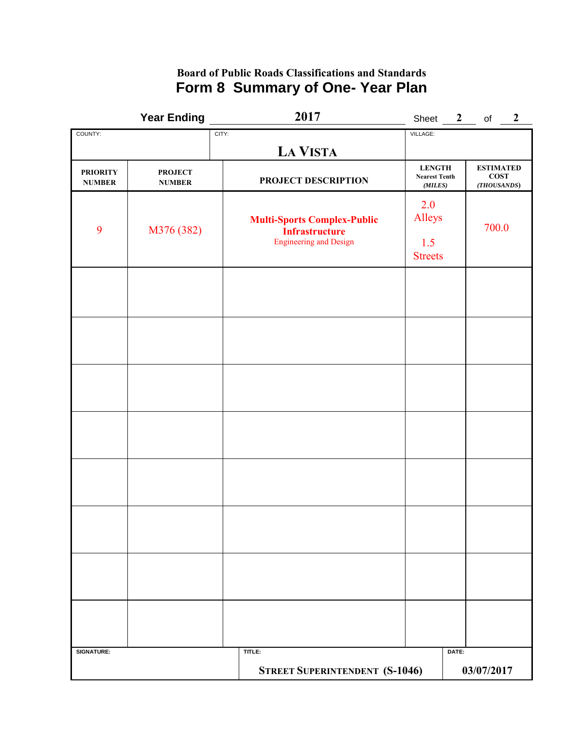**Board of Public Roads Classifications and Standards**

# Form 8 Summary of One- Year Plan

**Year Ending** 2017 Sheet 2 of 2

| COUNTY: | CITY: LA VISTA | VILLAGE: |
|---|---|---|

| PRIORITY NUMBER | PROJECT NUMBER | PROJECT DESCRIPTION | LENGTH Nearest Tenth *(MILES)* | ESTIMATED COST *(THOUSANDS)* |
|---|---|---|---|---|
| 9 | M376 (382) | **Multi-Sports Complex-Public Infrastructure** Engineering and Design | 2.0 Alleys 1.5 Streets | 700.0 |
| | | | | |
| | | | | |
| | | | | |
| | | | | |
| | | | | |
| | | | | |
| | | | | |
| | | | | |

| SIGNATURE: | TITLE: | DATE: |
|---|---|---|
| | STREET SUPERINTENDENT (S-1046) | 03/07/2017 |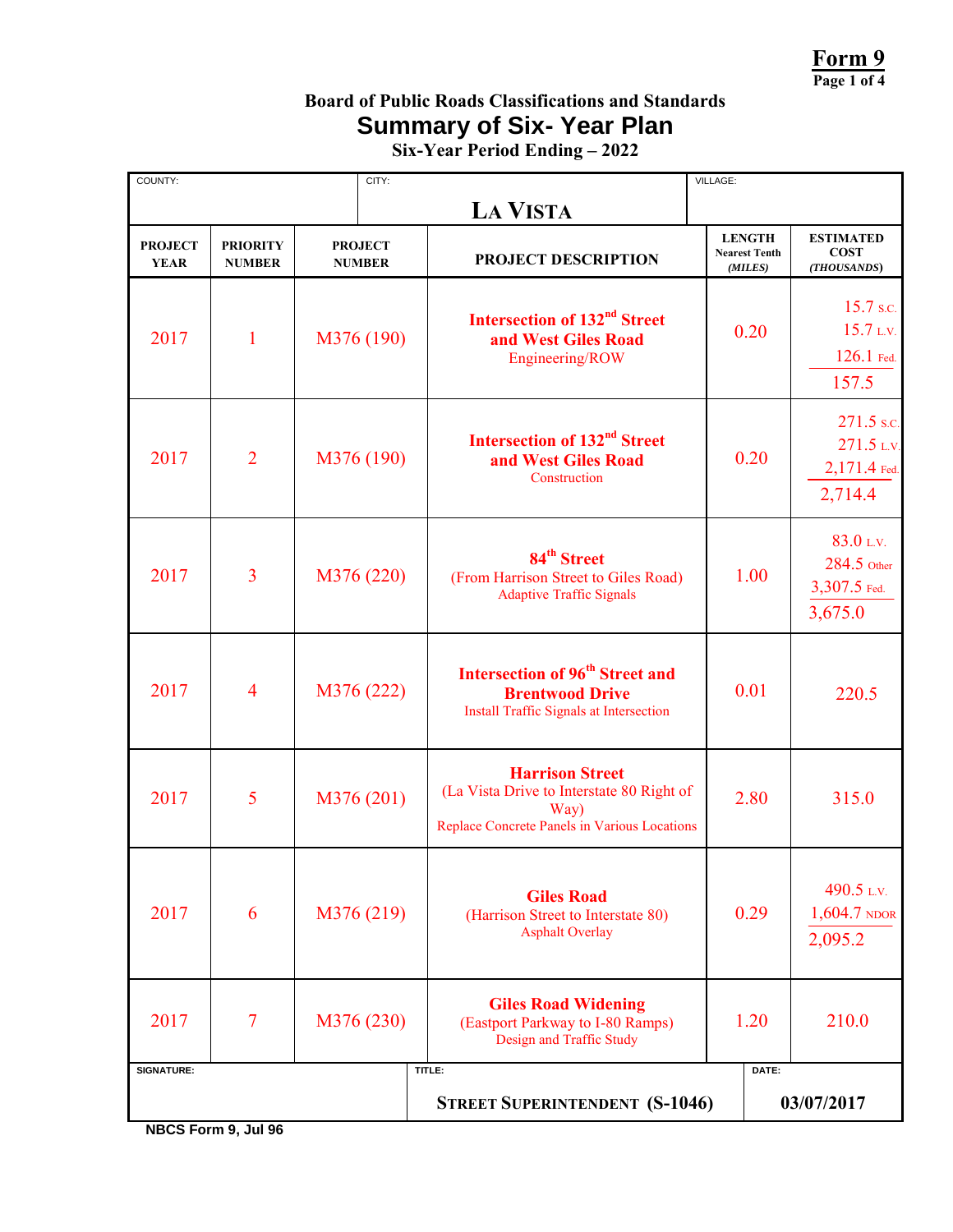**Form 9**
Page 1 of 4

# Board of Public Roads Classifications and Standards
## Summary of Six- Year Plan
### Six-Year Period Ending – 2022

| COUNTY: | CITY: LA VISTA | VILLAGE: |
|---|---|---|

| PROJECT YEAR | PRIORITY NUMBER | PROJECT NUMBER | PROJECT DESCRIPTION | LENGTH Nearest Tenth *(MILES)* | ESTIMATED COST *(THOUSANDS)* |
|---|---|---|---|---|---|
| 2017 | 1 | M376 (190) | **Intersection of 132nd Street and West Giles Road** Engineering/ROW | 0.20 | 15.7 S.C. 15.7 L.V. 126.1 Fed. 157.5 |
| 2017 | 2 | M376 (190) | **Intersection of 132nd Street and West Giles Road** Construction | 0.20 | 271.5 S.C. 271.5 L.V. 2,171.4 Fed. 2,714.4 |
| 2017 | 3 | M376 (220) | **84th Street** (From Harrison Street to Giles Road) Adaptive Traffic Signals | 1.00 | 83.0 L.V. 284.5 Other 3,307.5 Fed. 3,675.0 |
| 2017 | 4 | M376 (222) | **Intersection of 96th Street and Brentwood Drive** Install Traffic Signals at Intersection | 0.01 | 220.5 |
| 2017 | 5 | M376 (201) | **Harrison Street** (La Vista Drive to Interstate 80 Right of Way) Replace Concrete Panels in Various Locations | 2.80 | 315.0 |
| 2017 | 6 | M376 (219) | **Giles Road** (Harrison Street to Interstate 80) Asphalt Overlay | 0.29 | 490.5 L.V. 1,604.7 NDOR 2,095.2 |
| 2017 | 7 | M376 (230) | **Giles Road Widening** (Eastport Parkway to I-80 Ramps) Design and Traffic Study | 1.20 | 210.0 |

| SIGNATURE: | TITLE: STREET SUPERINTENDENT (S-1046) | DATE: 03/07/2017 |
|---|---|---|

NBCS Form 9, Jul 96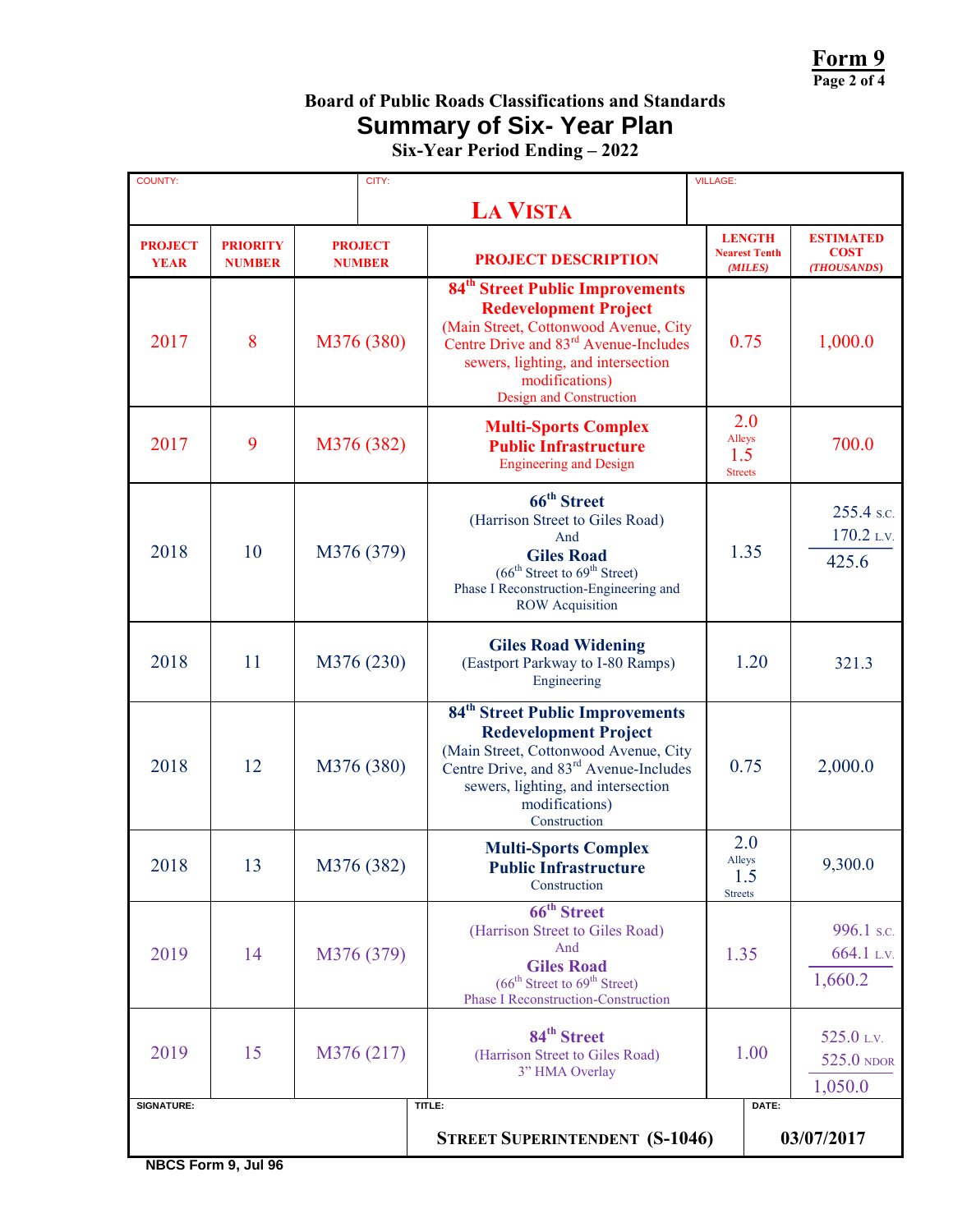**Form 9**
**Page 2 of 4**

## Board of Public Roads Classifications and Standards
# Summary of Six- Year Plan
### Six-Year Period Ending – 2022

| COUNTY: | CITY: LA VISTA | | | VILLAGE: |
|---|---|---|---|---|

| PROJECT YEAR | PRIORITY NUMBER | PROJECT NUMBER | PROJECT DESCRIPTION | LENGTH Nearest Tenth *(MILES)* | ESTIMATED COST *(THOUSANDS)* |
|---|---|---|---|---|---|
| 2017 | 8 | M376 (380) | **84th Street Public Improvements Redevelopment Project** (Main Street, Cottonwood Avenue, City Centre Drive and 83rd Avenue-Includes sewers, lighting, and intersection modifications) Design and Construction | 0.75 | 1,000.0 |
| 2017 | 9 | M376 (382) | **Multi-Sports Complex Public Infrastructure** Engineering and Design | 2.0 Alleys 1.5 Streets | 700.0 |
| 2018 | 10 | M376 (379) | **66th Street** (Harrison Street to Giles Road) And **Giles Road** (66th Street to 69th Street) Phase I Reconstruction-Engineering and ROW Acquisition | 1.35 | 255.4 S.C. 170.2 L.V. 425.6 |
| 2018 | 11 | M376 (230) | **Giles Road Widening** (Eastport Parkway to I-80 Ramps) Engineering | 1.20 | 321.3 |
| 2018 | 12 | M376 (380) | **84th Street Public Improvements Redevelopment Project** (Main Street, Cottonwood Avenue, City Centre Drive, and 83rd Avenue-Includes sewers, lighting, and intersection modifications) Construction | 0.75 | 2,000.0 |
| 2018 | 13 | M376 (382) | **Multi-Sports Complex Public Infrastructure** Construction | 2.0 Alleys 1.5 Streets | 9,300.0 |
| 2019 | 14 | M376 (379) | **66th Street** (Harrison Street to Giles Road) And **Giles Road** (66th Street to 69th Street) Phase I Reconstruction-Construction | 1.35 | 996.1 S.C. 664.1 L.V. 1,660.2 |
| 2019 | 15 | M376 (217) | **84th Street** (Harrison Street to Giles Road) 3" HMA Overlay | 1.00 | 525.0 L.V. 525.0 NDOR 1,050.0 |

| SIGNATURE: | TITLE: STREET SUPERINTENDENT (S-1046) | DATE: 03/07/2017 |
|---|---|---|

NBCS Form 9, Jul 96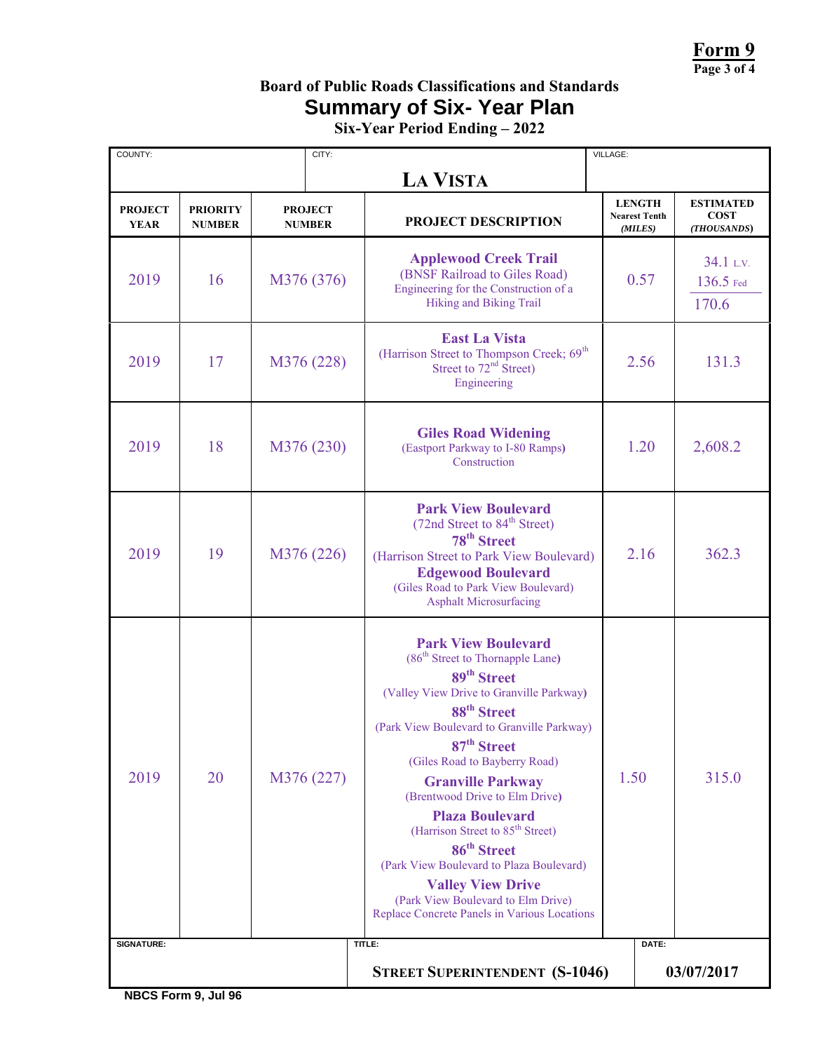**Form 9**

### Board of Public Roads Classifications and Standards

## Summary of Six- Year Plan

### Six-Year Period Ending – 2022

| COUNTY: | CITY: LA VISTA | VILLAGE: |
|---|---|---|

| PROJECT YEAR | PRIORITY NUMBER | PROJECT NUMBER | PROJECT DESCRIPTION | LENGTH Nearest Tenth (MILES) | ESTIMATED COST (THOUSANDS) |
|---|---|---|---|---|---|
| 2019 | 16 | M376 (376) | **Applewood Creek Trail** (BNSF Railroad to Giles Road) Engineering for the Construction of a Hiking and Biking Trail | 0.57 | 34.1 L.V. 136.5 Fed 170.6 |
| 2019 | 17 | M376 (228) | **East La Vista** (Harrison Street to Thompson Creek; 69th Street to 72nd Street) Engineering | 2.56 | 131.3 |
| 2019 | 18 | M376 (230) | **Giles Road Widening** (Eastport Parkway to I-80 Ramps) Construction | 1.20 | 2,608.2 |
| 2019 | 19 | M376 (226) | **Park View Boulevard** (72nd Street to 84th Street) **78th Street** (Harrison Street to Park View Boulevard) **Edgewood Boulevard** (Giles Road to Park View Boulevard) Asphalt Microsurfacing | 2.16 | 362.3 |
| 2019 | 20 | M376 (227) | **Park View Boulevard** (86th Street to Thornapple Lane) **89th Street** (Valley View Drive to Granville Parkway) **88th Street** (Park View Boulevard to Granville Parkway) **87th Street** (Giles Road to Bayberry Road) **Granville Parkway** (Brentwood Drive to Elm Drive) **Plaza Boulevard** (Harrison Street to 85th Street) **86th Street** (Park View Boulevard to Plaza Boulevard) **Valley View Drive** (Park View Boulevard to Elm Drive) Replace Concrete Panels in Various Locations | 1.50 | 315.0 |

| SIGNATURE: | TITLE: STREET SUPERINTENDENT (S-1046) | DATE: 03/07/2017 |
|---|---|---|

NBCS Form 9, Jul 96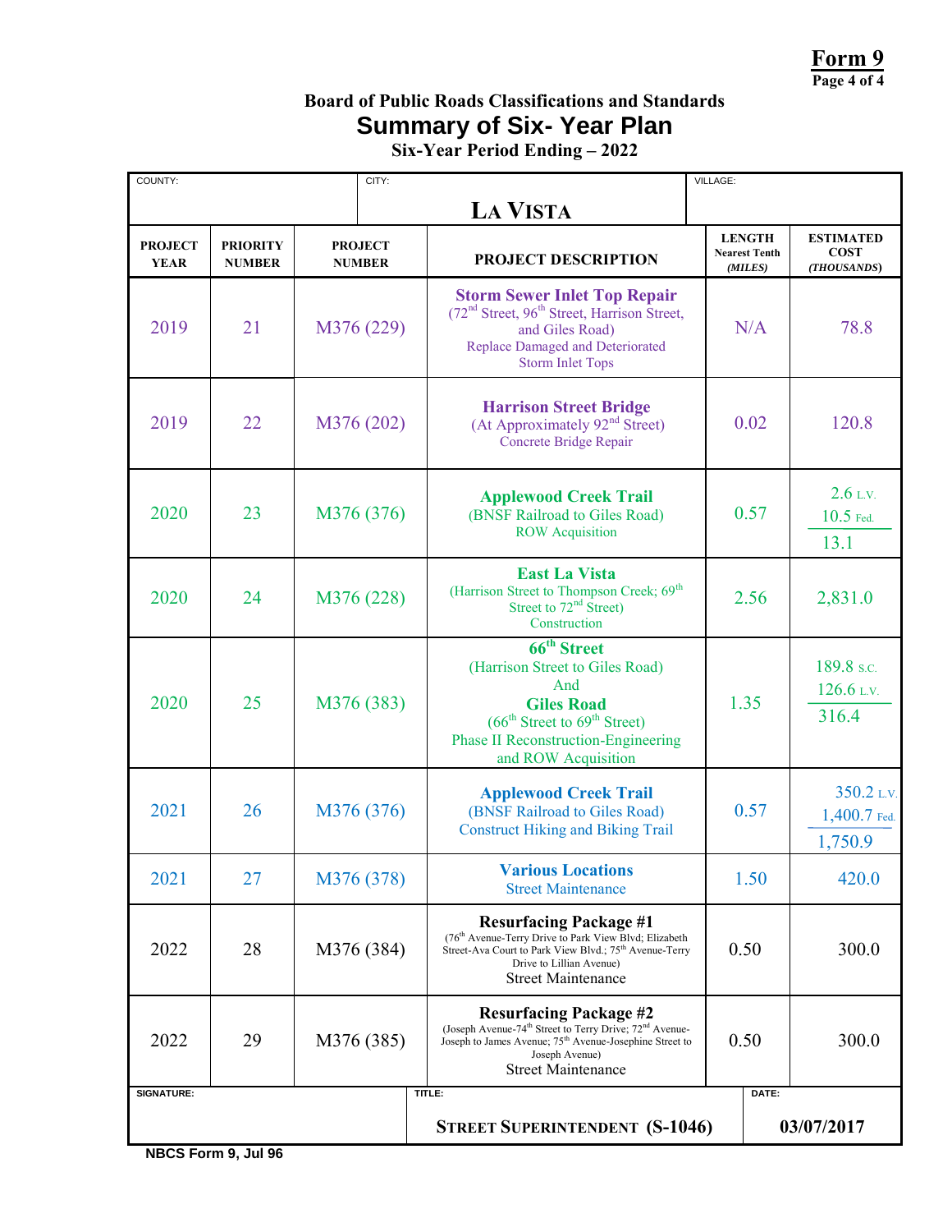**Form 9**

**Page 4 of 4**

## Board of Public Roads Classifications and Standards

# Summary of Six- Year Plan

### Six-Year Period Ending – 2022

| COUNTY: | CITY: LA VISTA | VILLAGE: |
|---|---|---|

| PROJECT YEAR | PRIORITY NUMBER | PROJECT NUMBER | PROJECT DESCRIPTION | LENGTH Nearest Tenth *(MILES)* | ESTIMATED COST *(THOUSANDS)* |
|---|---|---|---|---|---|
| 2019 | 21 | M376 (229) | **Storm Sewer Inlet Top Repair** (72nd Street, 96th Street, Harrison Street, and Giles Road) Replace Damaged and Deteriorated Storm Inlet Tops | N/A | 78.8 |
| 2019 | 22 | M376 (202) | **Harrison Street Bridge** (At Approximately 92nd Street) Concrete Bridge Repair | 0.02 | 120.8 |
| 2020 | 23 | M376 (376) | **Applewood Creek Trail** (BNSF Railroad to Giles Road) ROW Acquisition | 0.57 | 2.6 L.V. 10.5 Fed. 13.1 |
| 2020 | 24 | M376 (228) | **East La Vista** (Harrison Street to Thompson Creek; 69th Street to 72nd Street) Construction | 2.56 | 2,831.0 |
| 2020 | 25 | M376 (383) | **66th Street** (Harrison Street to Giles Road) And **Giles Road** (66th Street to 69th Street) Phase II Reconstruction-Engineering and ROW Acquisition | 1.35 | 189.8 S.C. 126.6 L.V. 316.4 |
| 2021 | 26 | M376 (376) | **Applewood Creek Trail** (BNSF Railroad to Giles Road) Construct Hiking and Biking Trail | 0.57 | 350.2 L.V. 1,400.7 Fed. 1,750.9 |
| 2021 | 27 | M376 (378) | **Various Locations** Street Maintenance | 1.50 | 420.0 |
| 2022 | 28 | M376 (384) | **Resurfacing Package #1** (76th Avenue-Terry Drive to Park View Blvd; Elizabeth Street-Ava Court to Park View Blvd.; 75th Avenue-Terry Drive to Lillian Avenue) Street Maintenance | 0.50 | 300.0 |
| 2022 | 29 | M376 (385) | **Resurfacing Package #2** (Joseph Avenue-74th Street to Terry Drive; 72nd Avenue-Joseph to James Avenue; 75th Avenue-Josephine Street to Joseph Avenue) Street Maintenance | 0.50 | 300.0 |

| SIGNATURE: | TITLE: STREET SUPERINTENDENT (S-1046) | DATE: 03/07/2017 |
|---|---|---|

NBCS Form 9, Jul 96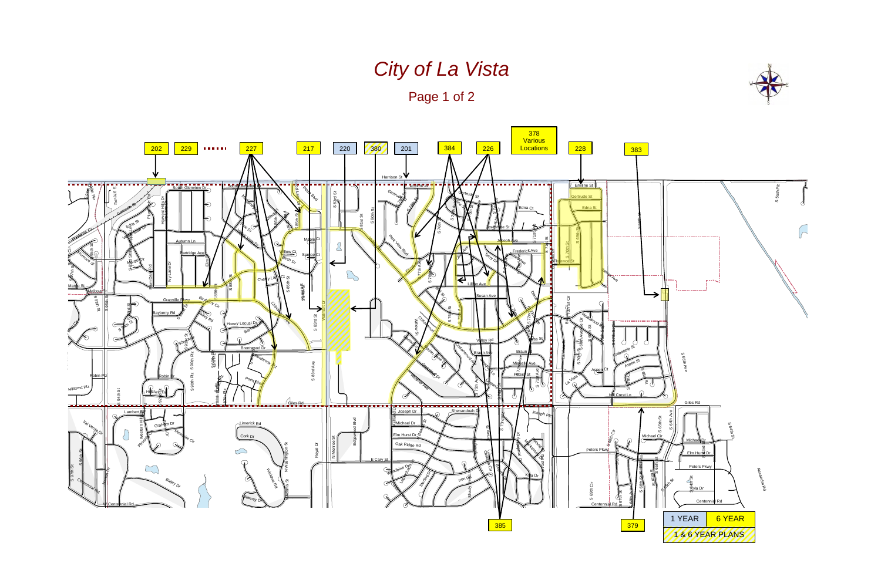# *City of La Vista*

Page 1 of 2

202 | 229 | 227 | 217 | 220 | 380 | 201 | 384 | 226 | 378 Various Locations | 228 | 383

385 | 379

| 1 YEAR | 6 YEAR |
|---|---|
| 1 & 6 YEAR PLANS | |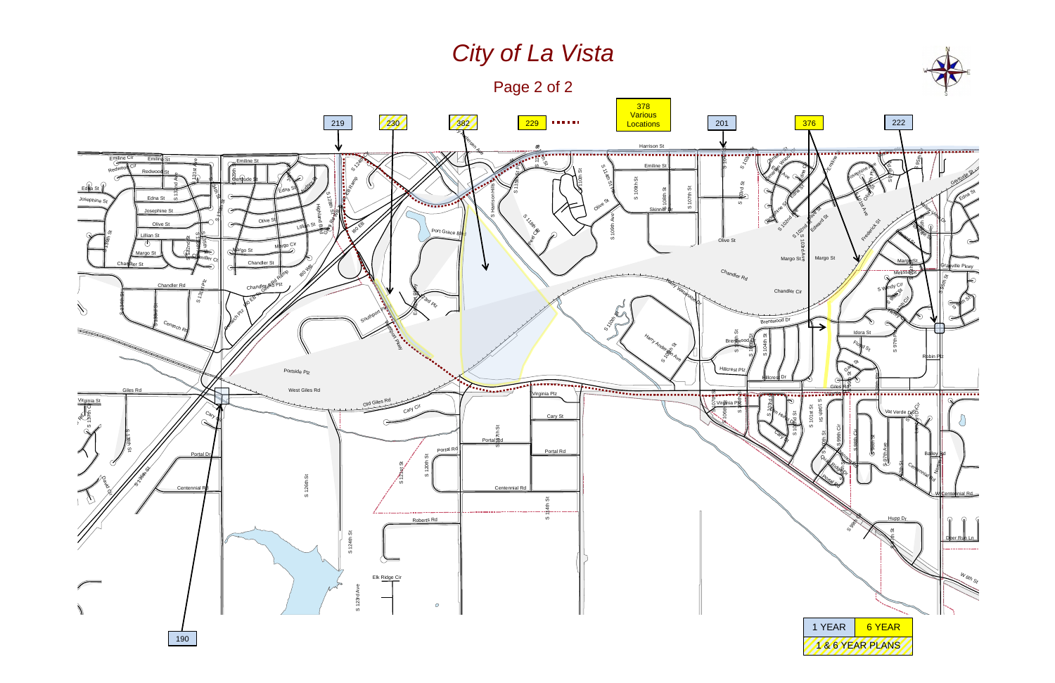# City of La Vista

## Page 2 of 2

219

230

382

229

378
Various
Locations

201

376

222

190

1 YEAR

6 YEAR

1 & 6 YEAR PLANS